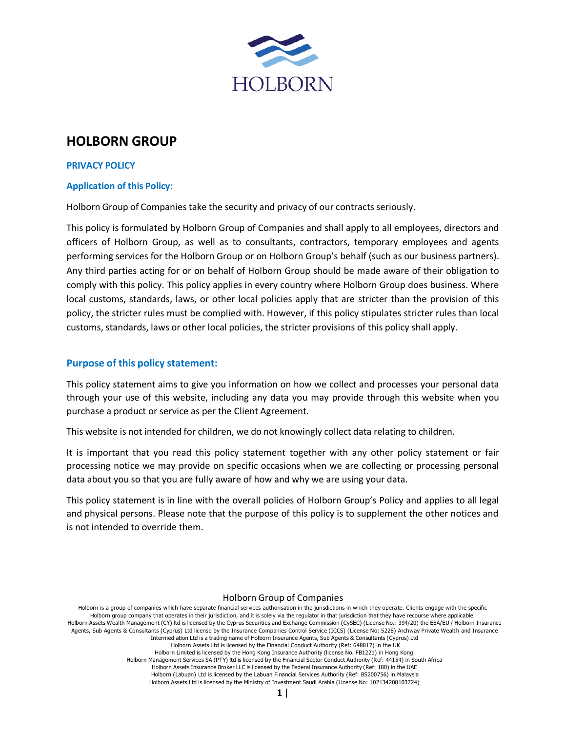# HOLBORN GROUP

## PRIVACY POLICY

### Application of this Policy:

Holborn Group of Companies take the security and privacy of our contracts seriously.

This policy is formulated by Holborn Group of Companies and shall apply to all employees, directors and officers of Holborn Group, as well as to consultants, contractors, temporary employees and agents performing services for the Holborn Group or on Holborn Group's behalf (such as our business partners). Any third parties acting for or on behalf of Holborn Group should be made aware of their obligation to comply with this policy. This policy applies in every country where Holborn Group does business. Where local customs, standards, laws, or other local policies apply that are stricter than the provision of this policy, the stricter rules must be complied with. However, if this policy stipulates stricter rules than local customs, standards, laws or other local policies, the stricter provisions of this policy shall apply.

### Purpose of this policy statement:

This policy statement aims to give you information on how we collect and processes your personal data through your use of this website, including any data you may provide through this website when you purchase a product or service as per the Client Agreement.

This website is not intended for children, we do not knowingly collect data relating to children.

It is important that you read this policy statement together with any other policy statement or fair processing notice we may provide on specific occasions when we are collecting or processing personal data about you so that you are fully aware of how and why we are using your data.

This policy statement is in line with the overall policies of Holborn Group's Policy and applies to all legal and physical persons. Please note that the purpose of this policy is to supplement the other notices and is not intended to override them.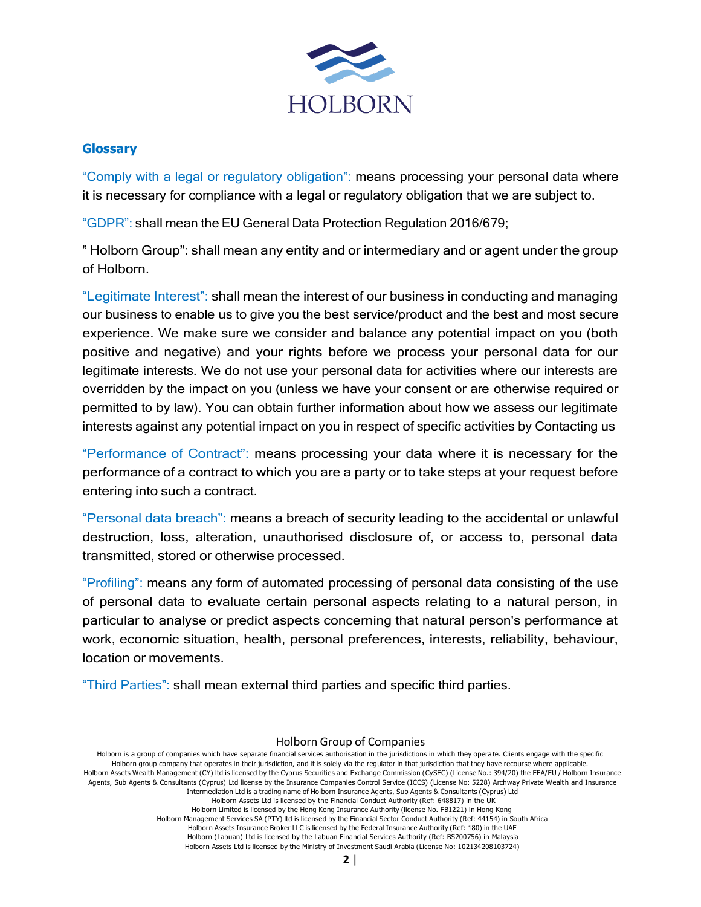## Glossary

"Comply with a legal or regulatory obligation": means processing your personal data where it is necessary for compliance with a legal or regulatory obligation that we are subject to.

"GDPR": shall mean the EU General Data Protection Regulation 2016/679;

" Holborn Group": shall mean any entity and or intermediary and or agent under the group of Holborn.

"Legitimate Interest": shall mean the interest of our business in conducting and managing our business to enable us to give you the best service/product and the best and most secure experience. We make sure we consider and balance any potential impact on you (both positive and negative) and your rights before we process your personal data for our legitimate interests. We do not use your personal data for activities where our interests are overridden by the impact on you (unless we have your consent or are otherwise required or permitted to by law). You can obtain further information about how we assess our legitimate interests against any potential impact on you in respect of specific activities by Contacting us

"Performance of Contract": means processing your data where it is necessary for the performance of a contract to which you are a party or to take steps at your request before entering into such a contract.

"Personal data breach": means a breach of security leading to the accidental or unlawful destruction, loss, alteration, unauthorised disclosure of, or access to, personal data transmitted, stored or otherwise processed.

"Profiling": means any form of automated processing of personal data consisting of the use of personal data to evaluate certain personal aspects relating to a natural person, in particular to analyse or predict aspects concerning that natural person's performance at work, economic situation, health, personal preferences, interests, reliability, behaviour, location or movements.

"Third Parties": shall mean external third parties and specific third parties.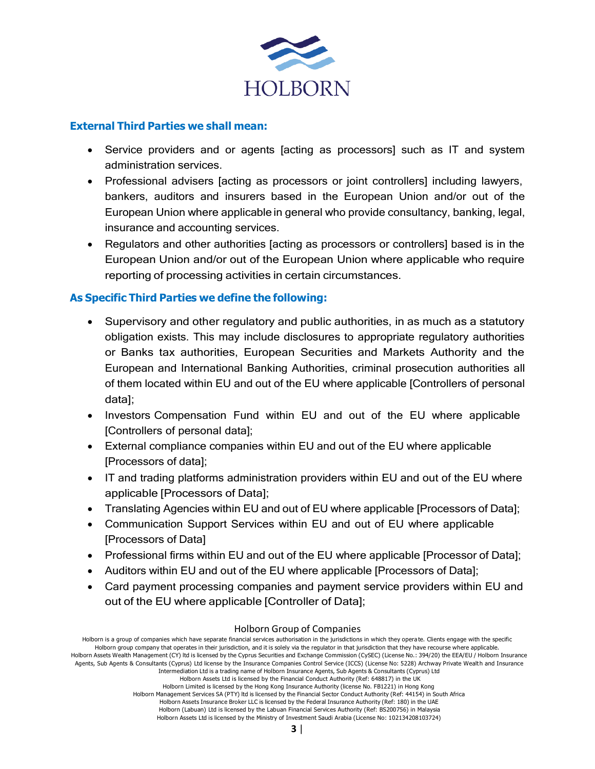### External Third Parties we shall mean:

- Service providers and or agents [acting as processors] such as IT and system administration services.
- Professional advisers [acting as processors or joint controllers] including lawyers, bankers, auditors and insurers based in the European Union and/or out of the European Union where applicable in general who provide consultancy, banking, legal, insurance and accounting services.
- Regulators and other authorities [acting as processors or controllers] based is in the European Union and/or out of the European Union where applicable who require reporting of processing activities in certain circumstances.

### As Specific Third Parties we define the following:

- Supervisory and other regulatory and public authorities, in as much as a statutory obligation exists. This may include disclosures to appropriate regulatory authorities or Banks tax authorities, European Securities and Markets Authority and the European and International Banking Authorities, criminal prosecution authorities all of them located within EU and out of the EU where applicable [Controllers of personal data];
- Investors Compensation Fund within EU and out of the EU where applicable [Controllers of personal data];
- External compliance companies within EU and out of the EU where applicable [Processors of data];
- IT and trading platforms administration providers within EU and out of the EU where applicable [Processors of Data];
- Translating Agencies within EU and out of EU where applicable [Processors of Data];
- Communication Support Services within EU and out of EU where applicable [Processors of Data]
- Professional firms within EU and out of the EU where applicable [Processor of Data];
- Auditors within EU and out of the EU where applicable [Processors of Data];
- Card payment processing companies and payment service providers within EU and out of the EU where applicable [Controller of Data];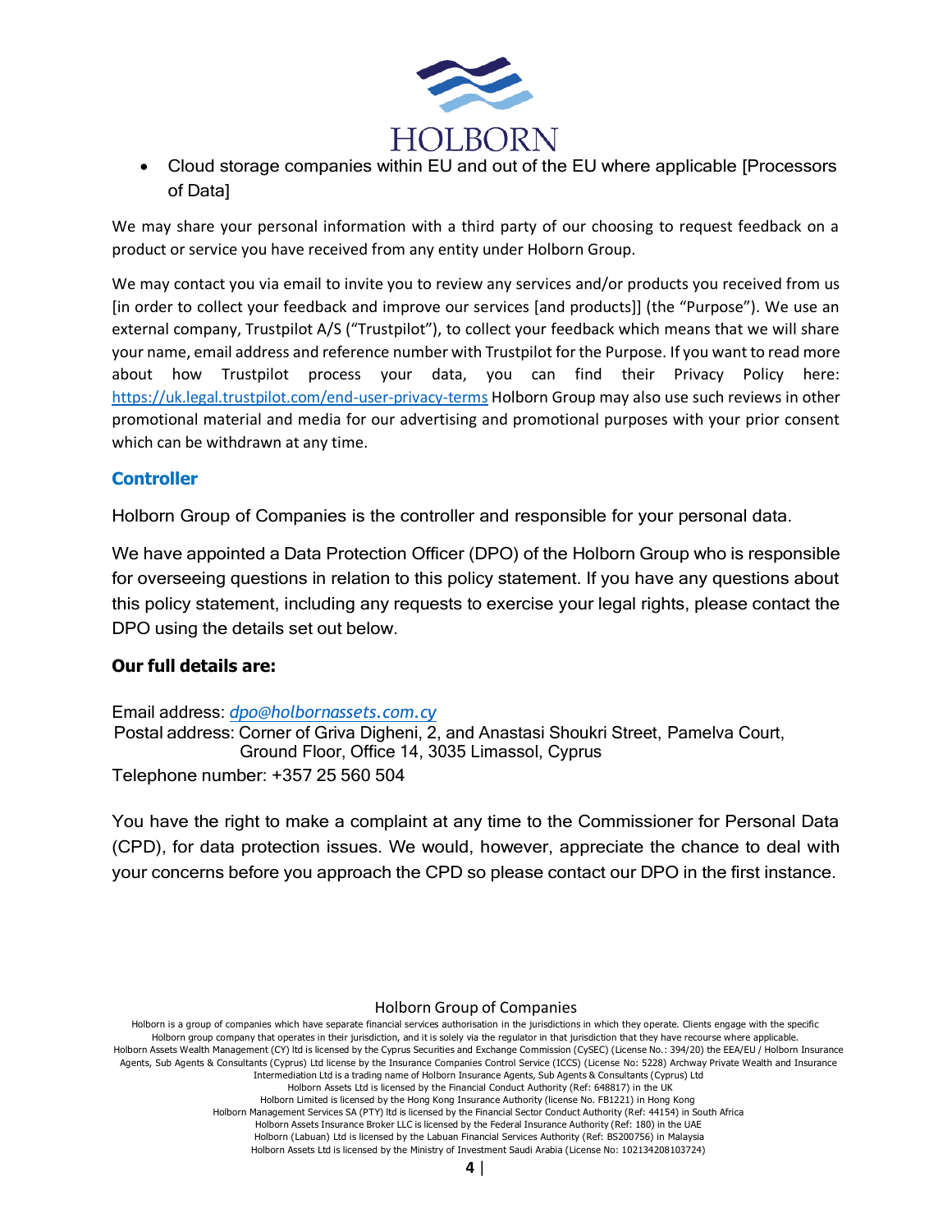- Cloud storage companies within EU and out of the EU where applicable [Processors of Data]

We may share your personal information with a third party of our choosing to request feedback on a product or service you have received from any entity under Holborn Group.

We may contact you via email to invite you to review any services and/or products you received from us [in order to collect your feedback and improve our services [and products]] (the "Purpose"). We use an external company, Trustpilot A/S ("Trustpilot"), to collect your feedback which means that we will share your name, email address and reference number with Trustpilot for the Purpose. If you want to read more about how Trustpilot process your data, you can find their Privacy Policy here: https://uk.legal.trustpilot.com/end-user-privacy-terms Holborn Group may also use such reviews in other promotional material and media for our advertising and promotional purposes with your prior consent which can be withdrawn at any time.

## Controller

Holborn Group of Companies is the controller and responsible for your personal data.

We have appointed a Data Protection Officer (DPO) of the Holborn Group who is responsible for overseeing questions in relation to this policy statement. If you have any questions about this policy statement, including any requests to exercise your legal rights, please contact the DPO using the details set out below.

**Our full details are:**

Email address: *dpo@holbornassets.com.cy*
Postal address: Corner of Griva Digheni, 2, and Anastasi Shoukri Street, Pamelva Court, Ground Floor, Office 14, 3035 Limassol, Cyprus
Telephone number: +357 25 560 504

You have the right to make a complaint at any time to the Commissioner for Personal Data (CPD), for data protection issues. We would, however, appreciate the chance to deal with your concerns before you approach the CPD so please contact our DPO in the first instance.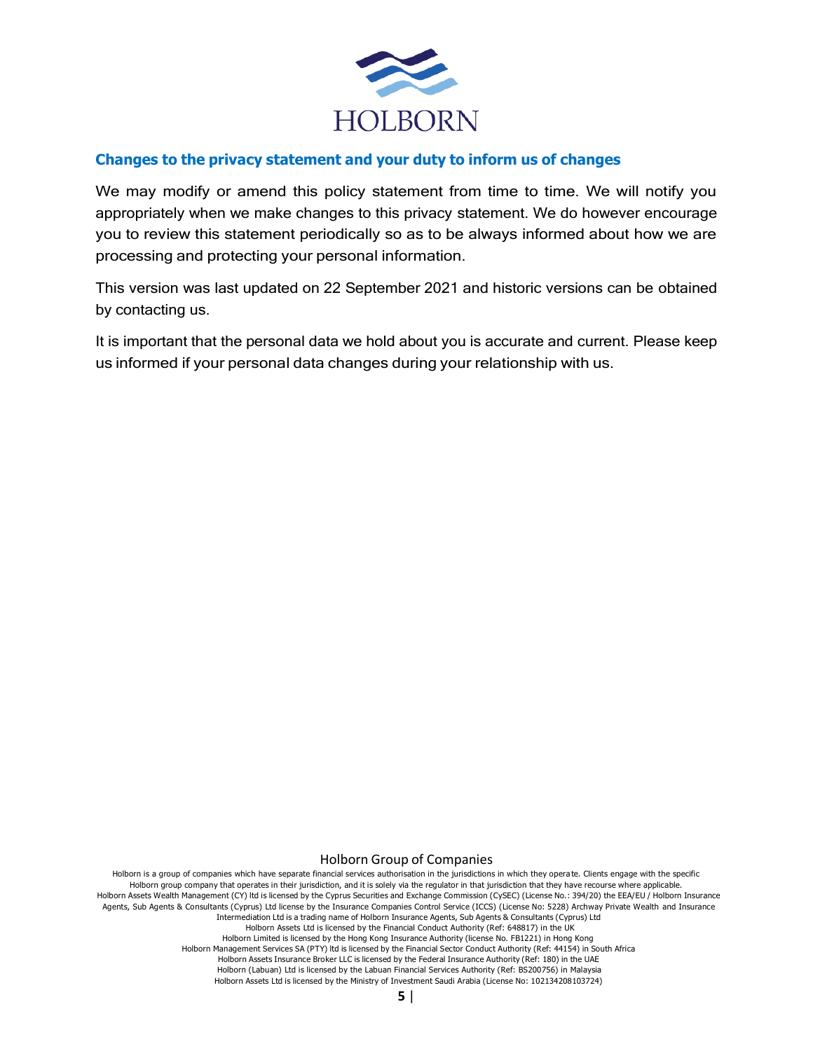## Changes to the privacy statement and your duty to inform us of changes

We may modify or amend this policy statement from time to time. We will notify you appropriately when we make changes to this privacy statement. We do however encourage you to review this statement periodically so as to be always informed about how we are processing and protecting your personal information.

This version was last updated on 22 September 2021 and historic versions can be obtained by contacting us.

It is important that the personal data we hold about you is accurate and current. Please keep us informed if your personal data changes during your relationship with us.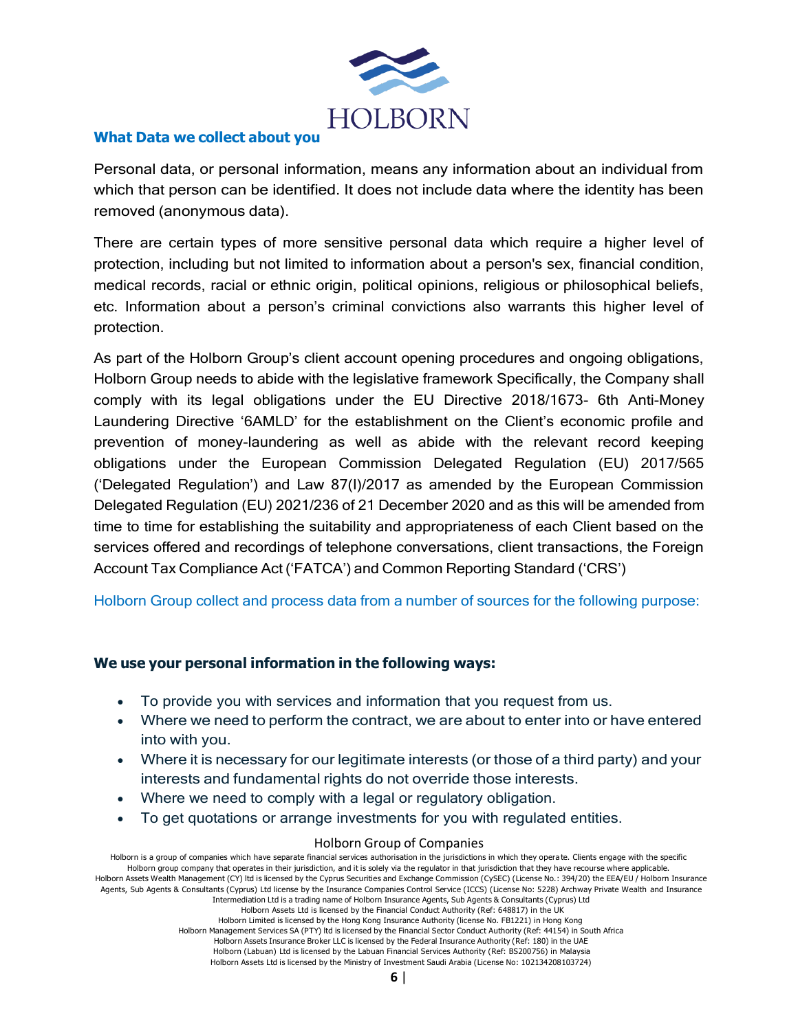## What Data we collect about you

Personal data, or personal information, means any information about an individual from which that person can be identified. It does not include data where the identity has been removed (anonymous data).

There are certain types of more sensitive personal data which require a higher level of protection, including but not limited to information about a person's sex, financial condition, medical records, racial or ethnic origin, political opinions, religious or philosophical beliefs, etc. Information about a person's criminal convictions also warrants this higher level of protection.

As part of the Holborn Group's client account opening procedures and ongoing obligations, Holborn Group needs to abide with the legislative framework Specifically, the Company shall comply with its legal obligations under the EU Directive 2018/1673- 6th Anti-Money Laundering Directive '6AMLD' for the establishment on the Client's economic profile and prevention of money-laundering as well as abide with the relevant record keeping obligations under the European Commission Delegated Regulation (EU) 2017/565 ('Delegated Regulation') and Law 87(I)/2017 as amended by the European Commission Delegated Regulation (EU) 2021/236 of 21 December 2020 and as this will be amended from time to time for establishing the suitability and appropriateness of each Client based on the services offered and recordings of telephone conversations, client transactions, the Foreign Account Tax Compliance Act ('FATCA') and Common Reporting Standard ('CRS')

Holborn Group collect and process data from a number of sources for the following purpose:

### We use your personal information in the following ways:

- To provide you with services and information that you request from us.
- Where we need to perform the contract, we are about to enter into or have entered into with you.
- Where it is necessary for our legitimate interests (or those of a third party) and your interests and fundamental rights do not override those interests.
- Where we need to comply with a legal or regulatory obligation.
- To get quotations or arrange investments for you with regulated entities.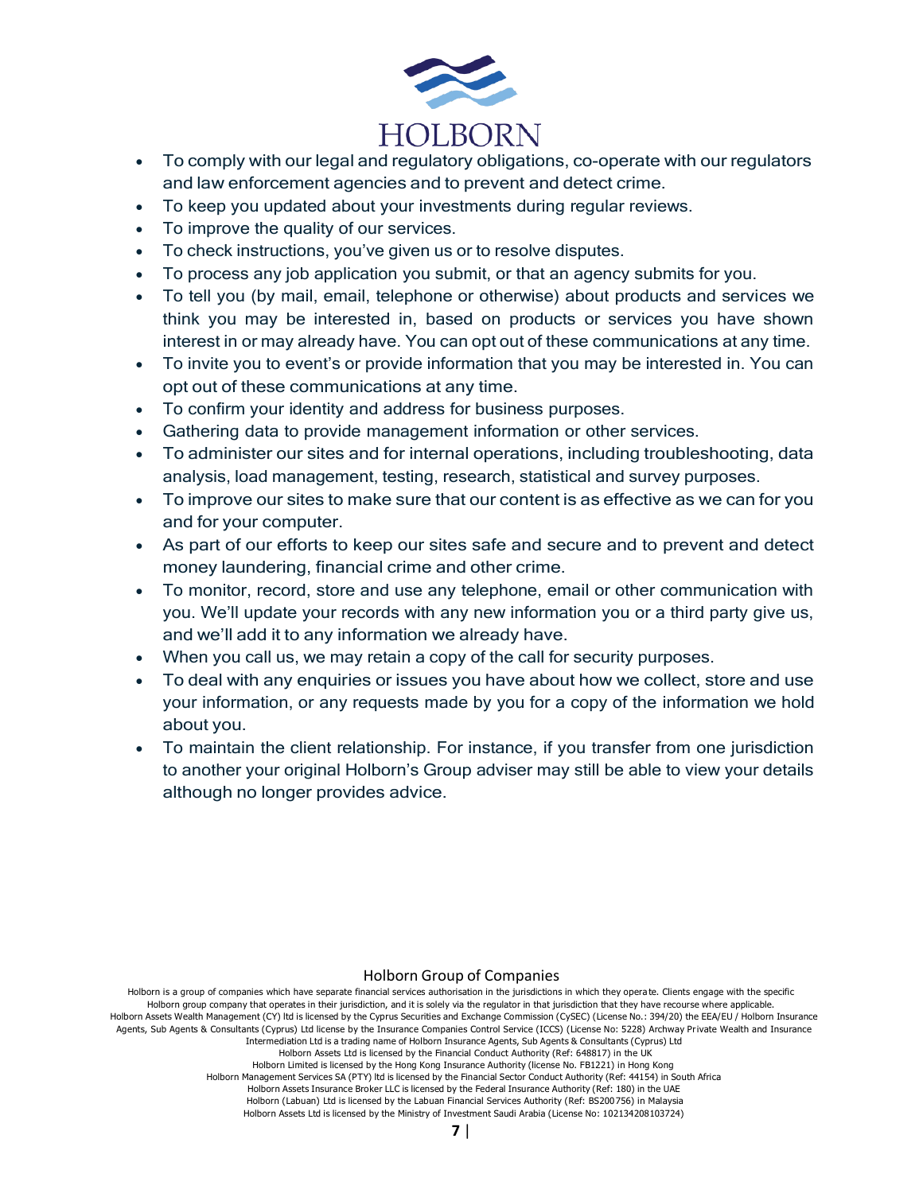- To comply with our legal and regulatory obligations, co-operate with our regulators and law enforcement agencies and to prevent and detect crime.
- To keep you updated about your investments during regular reviews.
- To improve the quality of our services.
- To check instructions, you've given us or to resolve disputes.
- To process any job application you submit, or that an agency submits for you.
- To tell you (by mail, email, telephone or otherwise) about products and services we think you may be interested in, based on products or services you have shown interest in or may already have. You can opt out of these communications at any time.
- To invite you to event's or provide information that you may be interested in. You can opt out of these communications at any time.
- To confirm your identity and address for business purposes.
- Gathering data to provide management information or other services.
- To administer our sites and for internal operations, including troubleshooting, data analysis, load management, testing, research, statistical and survey purposes.
- To improve our sites to make sure that our content is as effective as we can for you and for your computer.
- As part of our efforts to keep our sites safe and secure and to prevent and detect money laundering, financial crime and other crime.
- To monitor, record, store and use any telephone, email or other communication with you. We'll update your records with any new information you or a third party give us, and we'll add it to any information we already have.
- When you call us, we may retain a copy of the call for security purposes.
- To deal with any enquiries or issues you have about how we collect, store and use your information, or any requests made by you for a copy of the information we hold about you.
- To maintain the client relationship. For instance, if you transfer from one jurisdiction to another your original Holborn's Group adviser may still be able to view your details although no longer provides advice.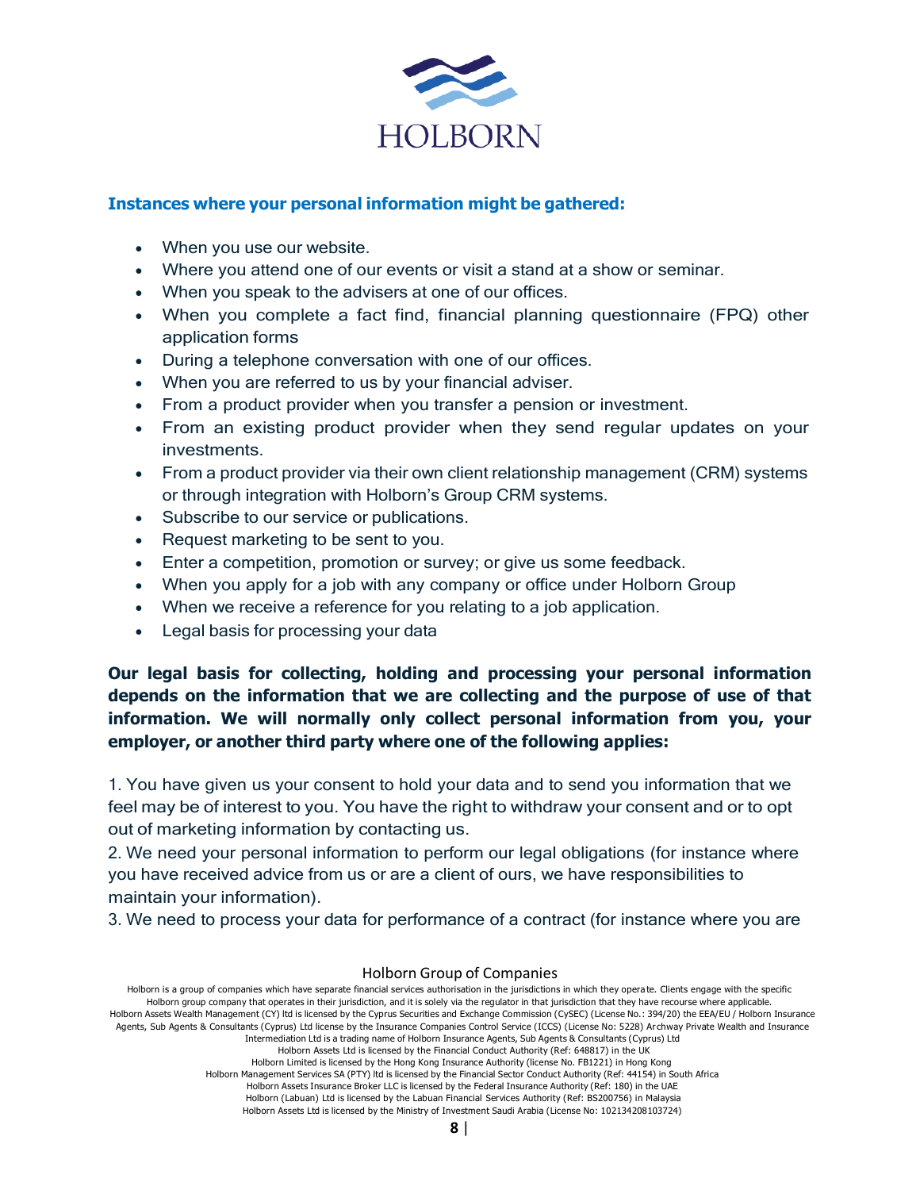### Instances where your personal information might be gathered:

- When you use our website.
- Where you attend one of our events or visit a stand at a show or seminar.
- When you speak to the advisers at one of our offices.
- When you complete a fact find, financial planning questionnaire (FPQ) other application forms
- During a telephone conversation with one of our offices.
- When you are referred to us by your financial adviser.
- From a product provider when you transfer a pension or investment.
- From an existing product provider when they send regular updates on your investments.
- From a product provider via their own client relationship management (CRM) systems or through integration with Holborn's Group CRM systems.
- Subscribe to our service or publications.
- Request marketing to be sent to you.
- Enter a competition, promotion or survey; or give us some feedback.
- When you apply for a job with any company or office under Holborn Group
- When we receive a reference for you relating to a job application.
- Legal basis for processing your data

**Our legal basis for collecting, holding and processing your personal information depends on the information that we are collecting and the purpose of use of that information. We will normally only collect personal information from you, your employer, or another third party where one of the following applies:**

1. You have given us your consent to hold your data and to send you information that we feel may be of interest to you. You have the right to withdraw your consent and or to opt out of marketing information by contacting us.
2. We need your personal information to perform our legal obligations (for instance where you have received advice from us or are a client of ours, we have responsibilities to maintain your information).
3. We need to process your data for performance of a contract (for instance where you are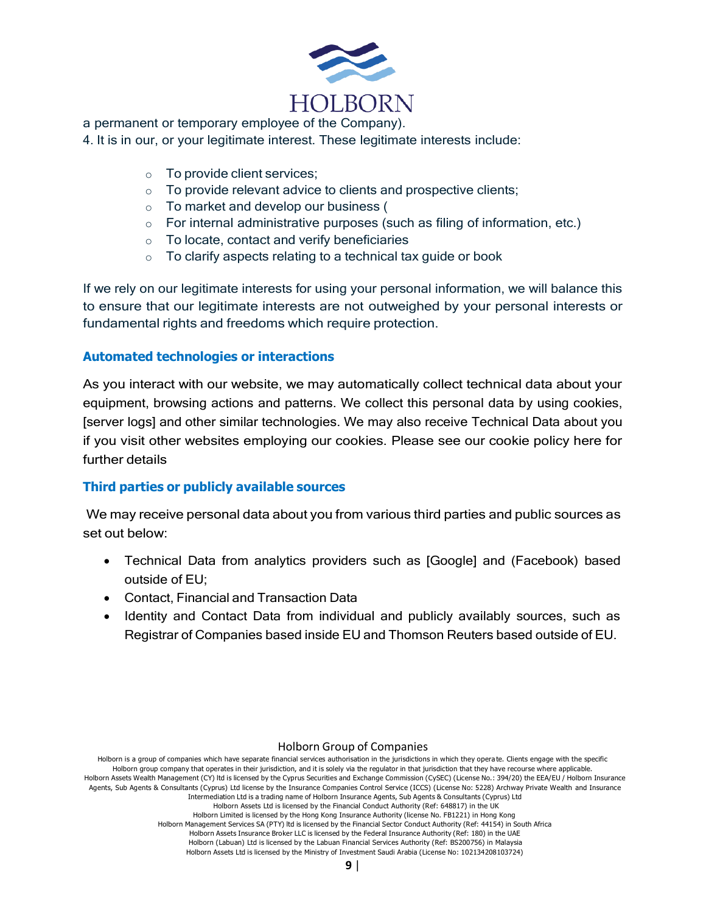a permanent or temporary employee of the Company).

4. It is in our, or your legitimate interest. These legitimate interests include:

- To provide client services;
- To provide relevant advice to clients and prospective clients;
- To market and develop our business (
- For internal administrative purposes (such as filing of information, etc.)
- To locate, contact and verify beneficiaries
- To clarify aspects relating to a technical tax guide or book

If we rely on our legitimate interests for using your personal information, we will balance this to ensure that our legitimate interests are not outweighed by your personal interests or fundamental rights and freedoms which require protection.

### Automated technologies or interactions

As you interact with our website, we may automatically collect technical data about your equipment, browsing actions and patterns. We collect this personal data by using cookies, [server logs] and other similar technologies. We may also receive Technical Data about you if you visit other websites employing our cookies. Please see our cookie policy here for further details

### Third parties or publicly available sources

We may receive personal data about you from various third parties and public sources as set out below:

- Technical Data from analytics providers such as [Google] and (Facebook) based outside of EU;
- Contact, Financial and Transaction Data
- Identity and Contact Data from individual and publicly availably sources, such as Registrar of Companies based inside EU and Thomson Reuters based outside of EU.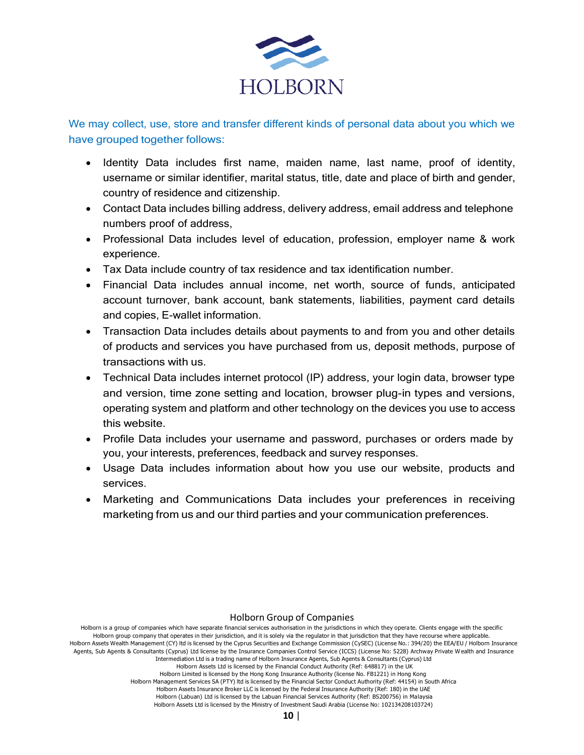We may collect, use, store and transfer different kinds of personal data about you which we have grouped together follows:

- Identity Data includes first name, maiden name, last name, proof of identity, username or similar identifier, marital status, title, date and place of birth and gender, country of residence and citizenship.
- Contact Data includes billing address, delivery address, email address and telephone numbers proof of address,
- Professional Data includes level of education, profession, employer name & work experience.
- Tax Data include country of tax residence and tax identification number.
- Financial Data includes annual income, net worth, source of funds, anticipated account turnover, bank account, bank statements, liabilities, payment card details and copies, E-wallet information.
- Transaction Data includes details about payments to and from you and other details of products and services you have purchased from us, deposit methods, purpose of transactions with us.
- Technical Data includes internet protocol (IP) address, your login data, browser type and version, time zone setting and location, browser plug-in types and versions, operating system and platform and other technology on the devices you use to access this website.
- Profile Data includes your username and password, purchases or orders made by you, your interests, preferences, feedback and survey responses.
- Usage Data includes information about how you use our website, products and services.
- Marketing and Communications Data includes your preferences in receiving marketing from us and our third parties and your communication preferences.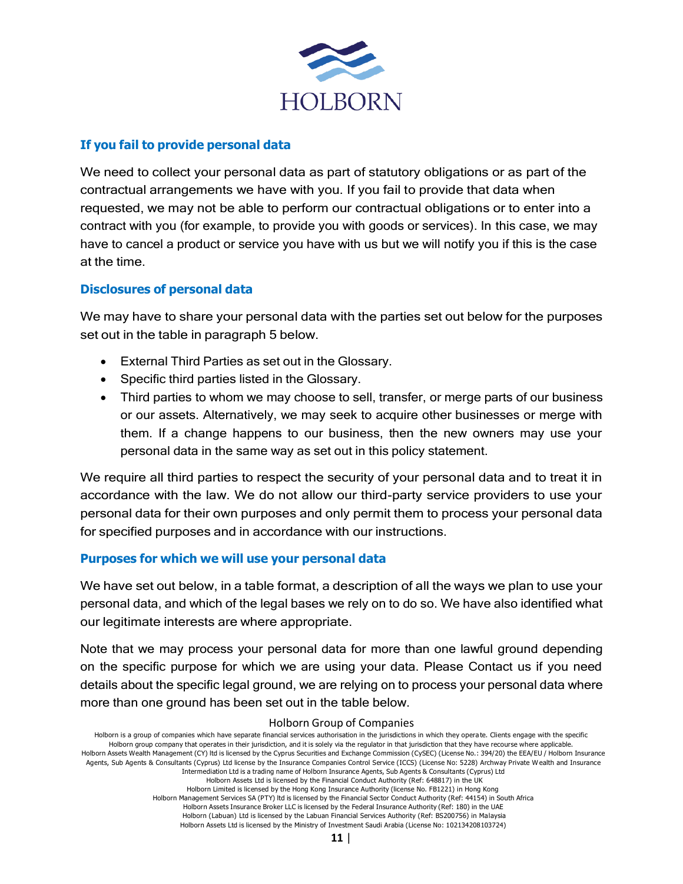## If you fail to provide personal data

We need to collect your personal data as part of statutory obligations or as part of the contractual arrangements we have with you. If you fail to provide that data when requested, we may not be able to perform our contractual obligations or to enter into a contract with you (for example, to provide you with goods or services). In this case, we may have to cancel a product or service you have with us but we will notify you if this is the case at the time.

## Disclosures of personal data

We may have to share your personal data with the parties set out below for the purposes set out in the table in paragraph 5 below.

- External Third Parties as set out in the Glossary.
- Specific third parties listed in the Glossary.
- Third parties to whom we may choose to sell, transfer, or merge parts of our business or our assets. Alternatively, we may seek to acquire other businesses or merge with them. If a change happens to our business, then the new owners may use your personal data in the same way as set out in this policy statement.

We require all third parties to respect the security of your personal data and to treat it in accordance with the law. We do not allow our third-party service providers to use your personal data for their own purposes and only permit them to process your personal data for specified purposes and in accordance with our instructions.

## Purposes for which we will use your personal data

We have set out below, in a table format, a description of all the ways we plan to use your personal data, and which of the legal bases we rely on to do so. We have also identified what our legitimate interests are where appropriate.

Note that we may process your personal data for more than one lawful ground depending on the specific purpose for which we are using your data. Please Contact us if you need details about the specific legal ground, we are relying on to process your personal data where more than one ground has been set out in the table below.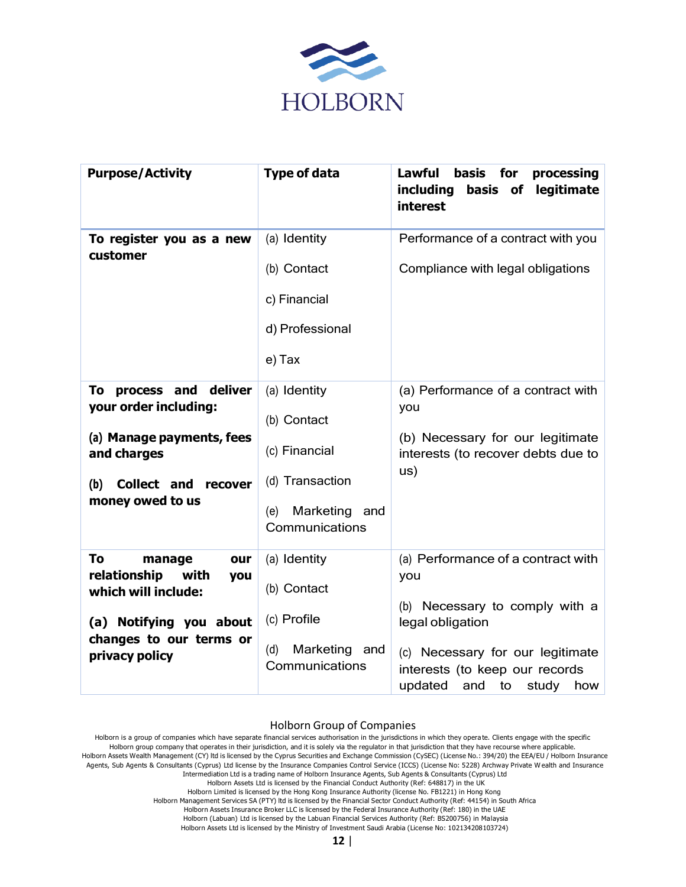| Purpose/Activity | Type of data | Lawful basis for processing including basis of legitimate interest |
|---|---|---|
| **To register you as a new customer** | (a) Identity<br><br>(b) Contact<br><br>c) Financial<br><br>d) Professional<br><br>e) Tax | Performance of a contract with you<br><br>Compliance with legal obligations |
| **To process and deliver your order including:**<br><br>**(a) Manage payments, fees and charges**<br><br>**(b) Collect and recover money owed to us** | (a) Identity<br><br>(b) Contact<br><br>(c) Financial<br><br>(d) Transaction<br><br>(e) Marketing and Communications | (a) Performance of a contract with you<br><br>(b) Necessary for our legitimate interests (to recover debts due to us) |
| **To manage our relationship with you which will include:**<br><br>**(a) Notifying you about changes to our terms or privacy policy** | (a) Identity<br><br>(b) Contact<br><br>(c) Profile<br><br>(d) Marketing and Communications | (a) Performance of a contract with you<br><br>(b) Necessary to comply with a legal obligation<br><br>(c) Necessary for our legitimate interests (to keep our records updated and to study how |

Holborn Group of Companies

Holborn is a group of companies which have separate financial services authorisation in the jurisdictions in which they operate. Clients engage with the specific Holborn group company that operates in their jurisdiction, and it is solely via the regulator in that jurisdiction that they have recourse where applicable.
Holborn Assets Wealth Management (CY) ltd is licensed by the Cyprus Securities and Exchange Commission (CySEC) (License No.: 394/20) the EEA/EU / Holborn Insurance Agents, Sub Agents & Consultants (Cyprus) Ltd license by the Insurance Companies Control Service (ICCS) (License No: 5228) Archway Private Wealth and Insurance Intermediation Ltd is a trading name of Holborn Insurance Agents, Sub Agents & Consultants (Cyprus) Ltd
Holborn Assets Ltd is licensed by the Financial Conduct Authority (Ref: 648817) in the UK
Holborn Limited is licensed by the Hong Kong Insurance Authority (license No. FB1221) in Hong Kong
Holborn Management Services SA (PTY) ltd is licensed by the Financial Sector Conduct Authority (Ref: 44154) in South Africa
Holborn Assets Insurance Broker LLC is licensed by the Federal Insurance Authority (Ref: 180) in the UAE
Holborn (Labuan) Ltd is licensed by the Labuan Financial Services Authority (Ref: BS200756) in Malaysia
Holborn Assets Ltd is licensed by the Ministry of Investment Saudi Arabia (License No: 102134208103724)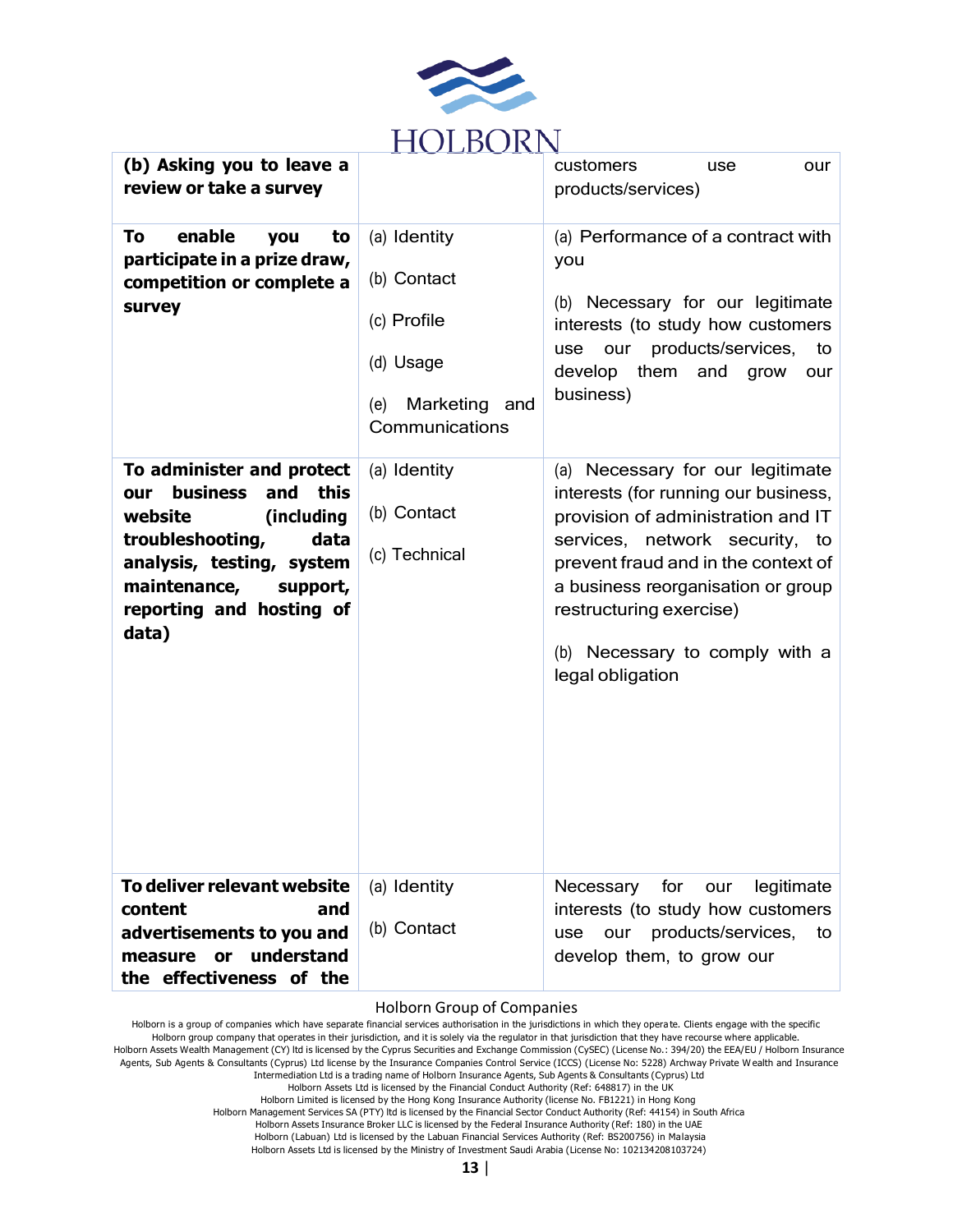| | | |
|---|---|---|
| **(b) Asking you to leave a review or take a survey** | | customers use our products/services) |
| **To enable you to participate in a prize draw, competition or complete a survey** | (a) Identity<br><br>(b) Contact<br><br>(c) Profile<br><br>(d) Usage<br><br>(e) Marketing and Communications | (a) Performance of a contract with you<br><br>(b) Necessary for our legitimate interests (to study how customers use our products/services, to develop them and grow our business) |
| **To administer and protect our business and this website (including troubleshooting, data analysis, testing, system maintenance, support, reporting and hosting of data)** | (a) Identity<br><br>(b) Contact<br><br>(c) Technical | (a) Necessary for our legitimate interests (for running our business, provision of administration and IT services, network security, to prevent fraud and in the context of a business reorganisation or group restructuring exercise)<br><br>(b) Necessary to comply with a legal obligation |
| **To deliver relevant website content and advertisements to you and measure or understand the effectiveness of the** | (a) Identity<br><br>(b) Contact | Necessary for our legitimate interests (to study how customers use our products/services, to develop them, to grow our |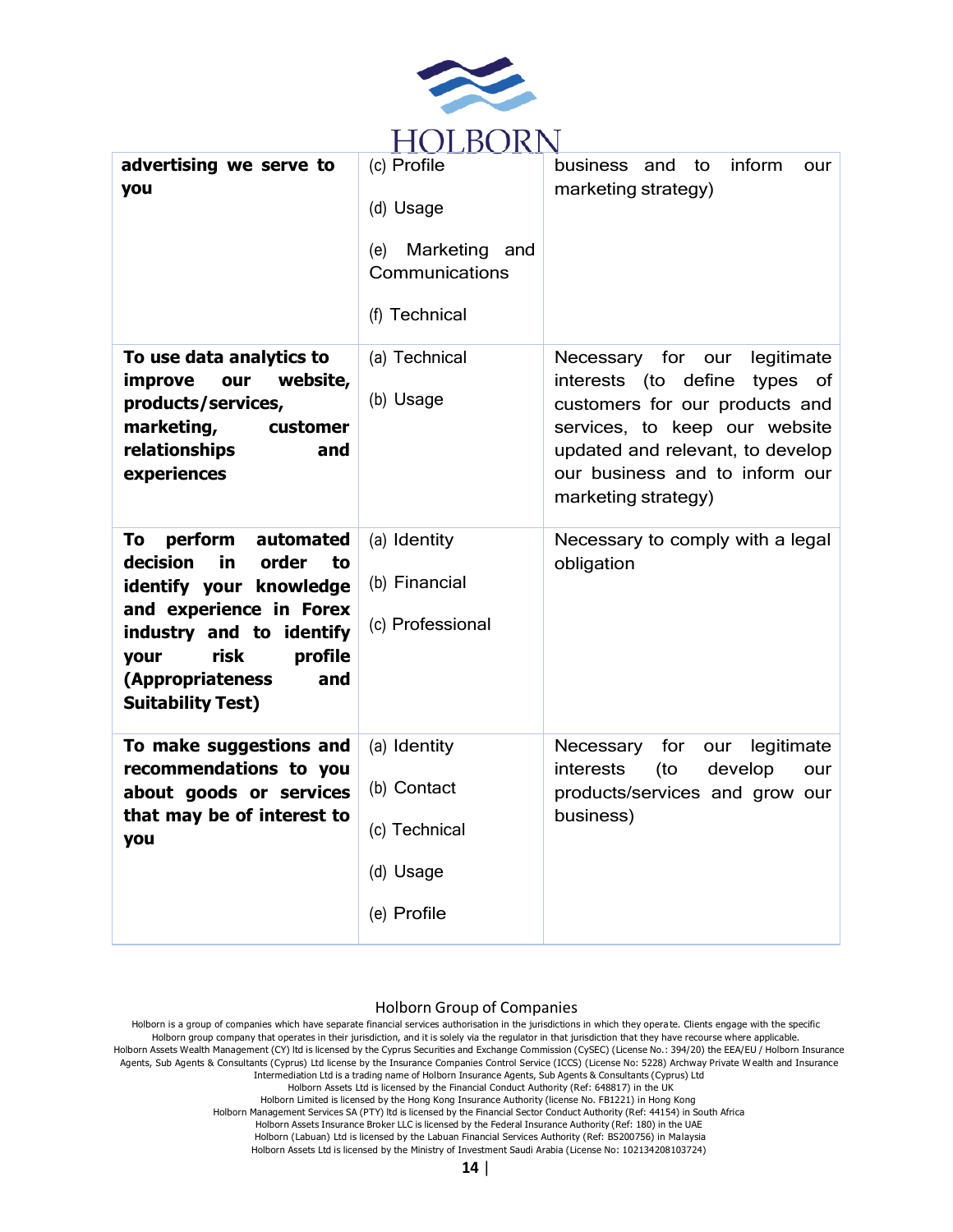| **advertising we serve to you** | (c) Profile<br><br>(d) Usage<br><br>(e) Marketing and Communications<br><br>(f) Technical | business and to inform our marketing strategy) |
|---|---|---|
| **To use data analytics to improve our website, products/services, marketing, customer relationships and experiences** | (a) Technical<br><br>(b) Usage | Necessary for our legitimate interests (to define types of customers for our products and services, to keep our website updated and relevant, to develop our business and to inform our marketing strategy) |
| **To perform automated decision in order to identify your knowledge and experience in Forex industry and to identify your risk profile (Appropriateness and Suitability Test)** | (a) Identity<br><br>(b) Financial<br><br>(c) Professional | Necessary to comply with a legal obligation |
| **To make suggestions and recommendations to you about goods or services that may be of interest to you** | (a) Identity<br><br>(b) Contact<br><br>(c) Technical<br><br>(d) Usage<br><br>(e) Profile | Necessary for our legitimate interests (to develop our products/services and grow our business) |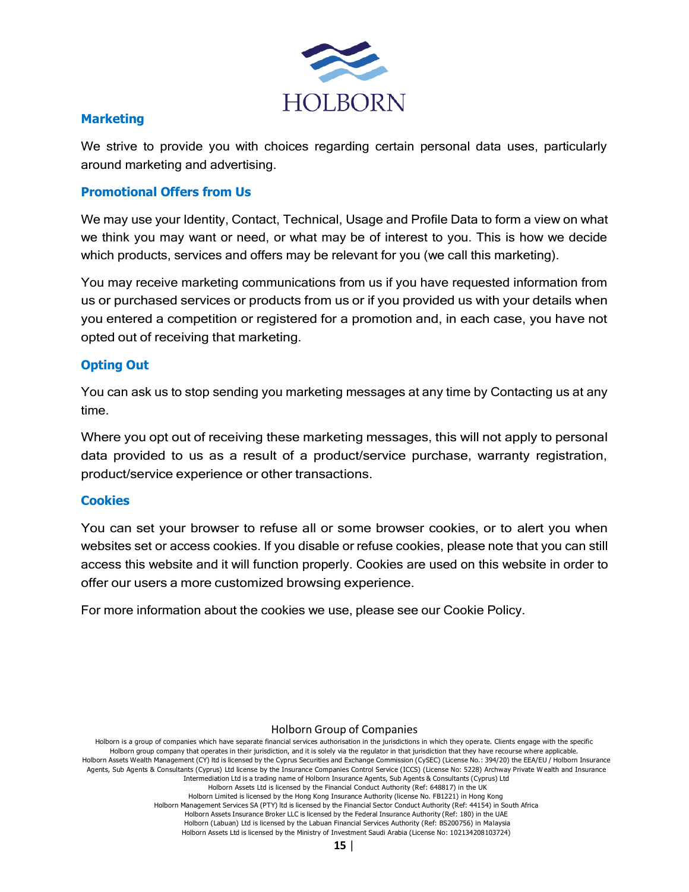## Marketing

We strive to provide you with choices regarding certain personal data uses, particularly around marketing and advertising.

## Promotional Offers from Us

We may use your Identity, Contact, Technical, Usage and Profile Data to form a view on what we think you may want or need, or what may be of interest to you. This is how we decide which products, services and offers may be relevant for you (we call this marketing).

You may receive marketing communications from us if you have requested information from us or purchased services or products from us or if you provided us with your details when you entered a competition or registered for a promotion and, in each case, you have not opted out of receiving that marketing.

## Opting Out

You can ask us to stop sending you marketing messages at any time by Contacting us at any time.

Where you opt out of receiving these marketing messages, this will not apply to personal data provided to us as a result of a product/service purchase, warranty registration, product/service experience or other transactions.

## Cookies

You can set your browser to refuse all or some browser cookies, or to alert you when websites set or access cookies. If you disable or refuse cookies, please note that you can still access this website and it will function properly. Cookies are used on this website in order to offer our users a more customized browsing experience.

For more information about the cookies we use, please see our Cookie Policy.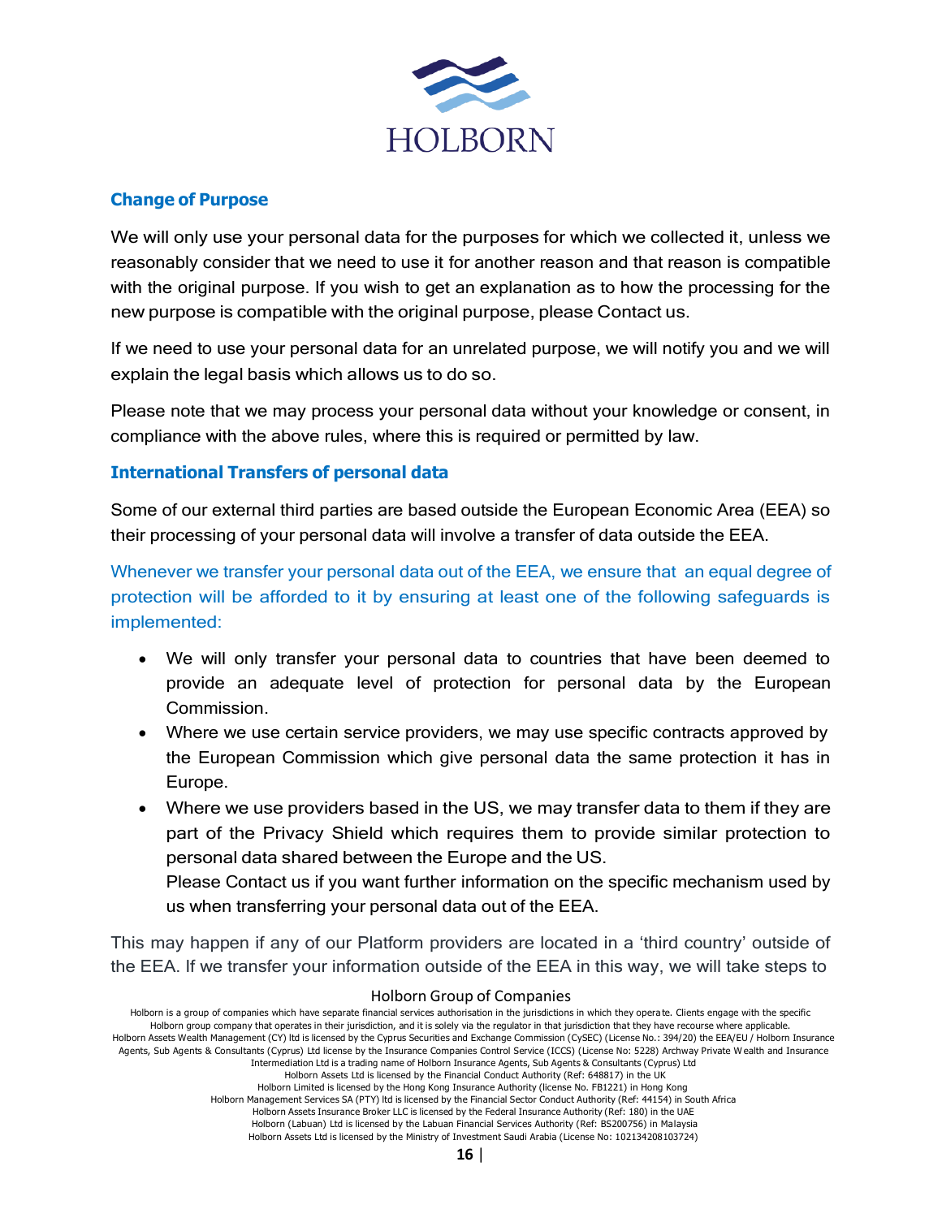## Change of Purpose

We will only use your personal data for the purposes for which we collected it, unless we reasonably consider that we need to use it for another reason and that reason is compatible with the original purpose. If you wish to get an explanation as to how the processing for the new purpose is compatible with the original purpose, please Contact us.

If we need to use your personal data for an unrelated purpose, we will notify you and we will explain the legal basis which allows us to do so.

Please note that we may process your personal data without your knowledge or consent, in compliance with the above rules, where this is required or permitted by law.

## International Transfers of personal data

Some of our external third parties are based outside the European Economic Area (EEA) so their processing of your personal data will involve a transfer of data outside the EEA.

Whenever we transfer your personal data out of the EEA, we ensure that an equal degree of protection will be afforded to it by ensuring at least one of the following safeguards is implemented:

- We will only transfer your personal data to countries that have been deemed to provide an adequate level of protection for personal data by the European Commission.
- Where we use certain service providers, we may use specific contracts approved by the European Commission which give personal data the same protection it has in Europe.
- Where we use providers based in the US, we may transfer data to them if they are part of the Privacy Shield which requires them to provide similar protection to personal data shared between the Europe and the US.
  Please Contact us if you want further information on the specific mechanism used by us when transferring your personal data out of the EEA.

This may happen if any of our Platform providers are located in a 'third country' outside of the EEA. If we transfer your information outside of the EEA in this way, we will take steps to

Holborn Group of Companies

Holborn is a group of companies which have separate financial services authorisation in the jurisdictions in which they operate. Clients engage with the specific Holborn group company that operates in their jurisdiction, and it is solely via the regulator in that jurisdiction that they have recourse where applicable.
Holborn Assets Wealth Management (CY) ltd is licensed by the Cyprus Securities and Exchange Commission (CySEC) (License No.: 394/20) the EEA/EU / Holborn Insurance Agents, Sub Agents & Consultants (Cyprus) Ltd license by the Insurance Companies Control Service (ICCS) (License No: 5228) Archway Private Wealth and Insurance Intermediation Ltd is a trading name of Holborn Insurance Agents, Sub Agents & Consultants (Cyprus) Ltd
Holborn Assets Ltd is licensed by the Financial Conduct Authority (Ref: 648817) in the UK
Holborn Limited is licensed by the Hong Kong Insurance Authority (license No. FB1221) in Hong Kong
Holborn Management Services SA (PTY) ltd is licensed by the Financial Sector Conduct Authority (Ref: 44154) in South Africa
Holborn Assets Insurance Broker LLC is licensed by the Federal Insurance Authority (Ref: 180) in the UAE
Holborn (Labuan) Ltd is licensed by the Labuan Financial Services Authority (Ref: BS200756) in Malaysia
Holborn Assets Ltd is licensed by the Ministry of Investment Saudi Arabia (License No: 102134208103724)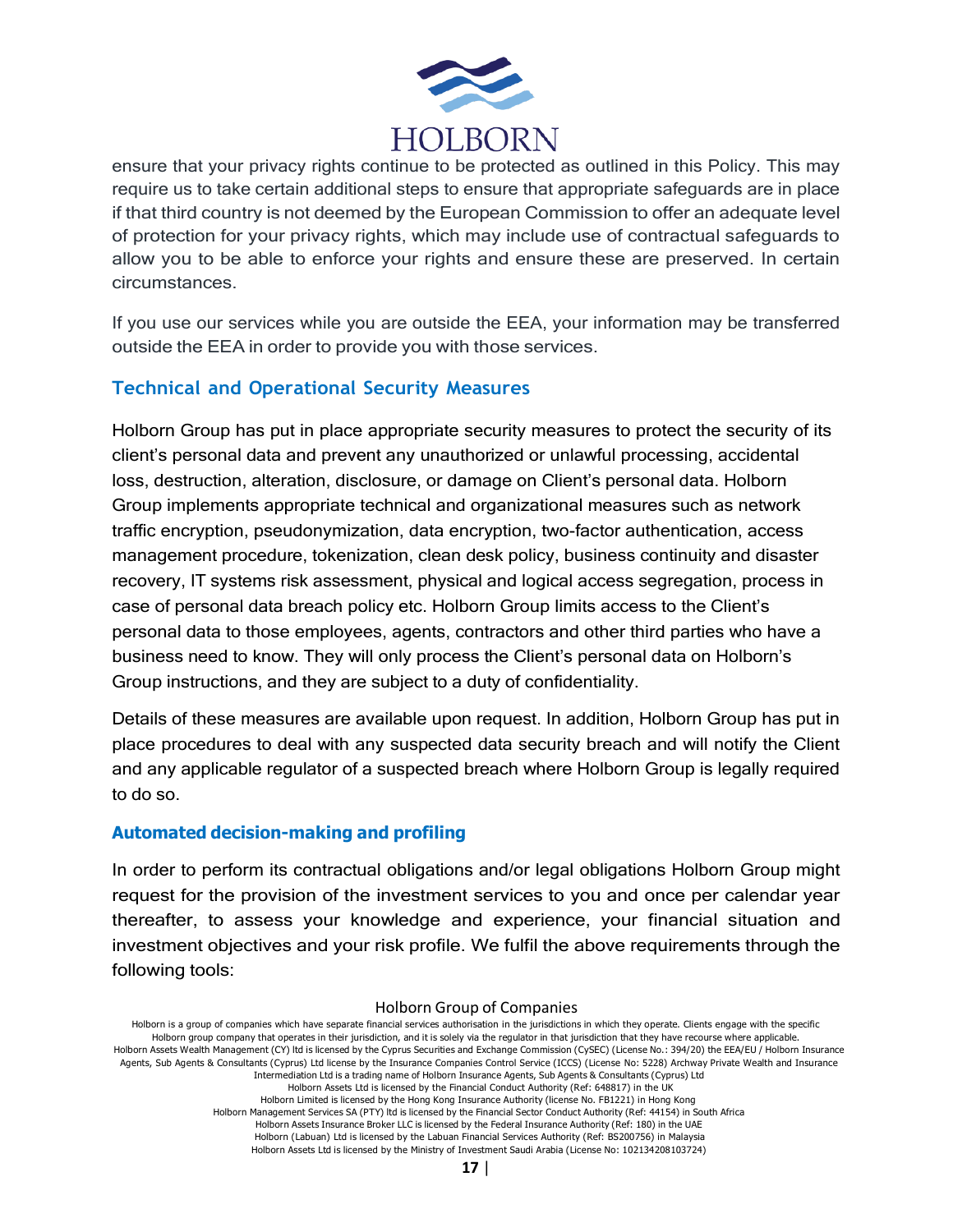ensure that your privacy rights continue to be protected as outlined in this Policy. This may require us to take certain additional steps to ensure that appropriate safeguards are in place if that third country is not deemed by the European Commission to offer an adequate level of protection for your privacy rights, which may include use of contractual safeguards to allow you to be able to enforce your rights and ensure these are preserved. In certain circumstances.

If you use our services while you are outside the EEA, your information may be transferred outside the EEA in order to provide you with those services.

## Technical and Operational Security Measures

Holborn Group has put in place appropriate security measures to protect the security of its client's personal data and prevent any unauthorized or unlawful processing, accidental loss, destruction, alteration, disclosure, or damage on Client's personal data. Holborn Group implements appropriate technical and organizational measures such as network traffic encryption, pseudonymization, data encryption, two-factor authentication, access management procedure, tokenization, clean desk policy, business continuity and disaster recovery, IT systems risk assessment, physical and logical access segregation, process in case of personal data breach policy etc. Holborn Group limits access to the Client's personal data to those employees, agents, contractors and other third parties who have a business need to know. They will only process the Client's personal data on Holborn's Group instructions, and they are subject to a duty of confidentiality.

Details of these measures are available upon request. In addition, Holborn Group has put in place procedures to deal with any suspected data security breach and will notify the Client and any applicable regulator of a suspected breach where Holborn Group is legally required to do so.

## Automated decision-making and profiling

In order to perform its contractual obligations and/or legal obligations Holborn Group might request for the provision of the investment services to you and once per calendar year thereafter, to assess your knowledge and experience, your financial situation and investment objectives and your risk profile. We fulfil the above requirements through the following tools: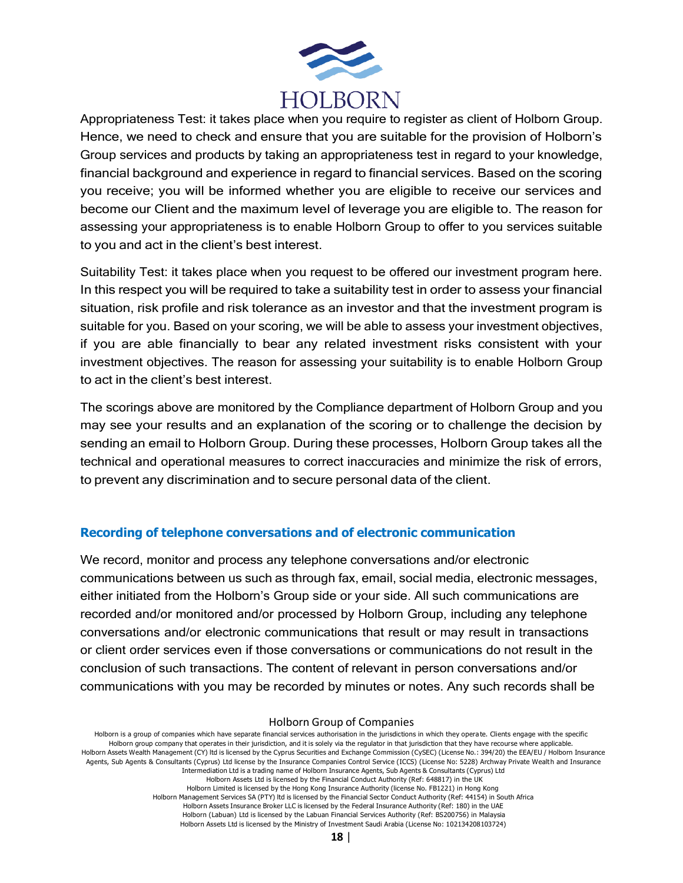Appropriateness Test: it takes place when you require to register as client of Holborn Group. Hence, we need to check and ensure that you are suitable for the provision of Holborn's Group services and products by taking an appropriateness test in regard to your knowledge, financial background and experience in regard to financial services. Based on the scoring you receive; you will be informed whether you are eligible to receive our services and become our Client and the maximum level of leverage you are eligible to. The reason for assessing your appropriateness is to enable Holborn Group to offer to you services suitable to you and act in the client's best interest.

Suitability Test: it takes place when you request to be offered our investment program here. In this respect you will be required to take a suitability test in order to assess your financial situation, risk profile and risk tolerance as an investor and that the investment program is suitable for you. Based on your scoring, we will be able to assess your investment objectives, if you are able financially to bear any related investment risks consistent with your investment objectives. The reason for assessing your suitability is to enable Holborn Group to act in the client's best interest.

The scorings above are monitored by the Compliance department of Holborn Group and you may see your results and an explanation of the scoring or to challenge the decision by sending an email to Holborn Group. During these processes, Holborn Group takes all the technical and operational measures to correct inaccuracies and minimize the risk of errors, to prevent any discrimination and to secure personal data of the client.

## Recording of telephone conversations and of electronic communication

We record, monitor and process any telephone conversations and/or electronic communications between us such as through fax, email, social media, electronic messages, either initiated from the Holborn's Group side or your side. All such communications are recorded and/or monitored and/or processed by Holborn Group, including any telephone conversations and/or electronic communications that result or may result in transactions or client order services even if those conversations or communications do not result in the conclusion of such transactions. The content of relevant in person conversations and/or communications with you may be recorded by minutes or notes. Any such records shall be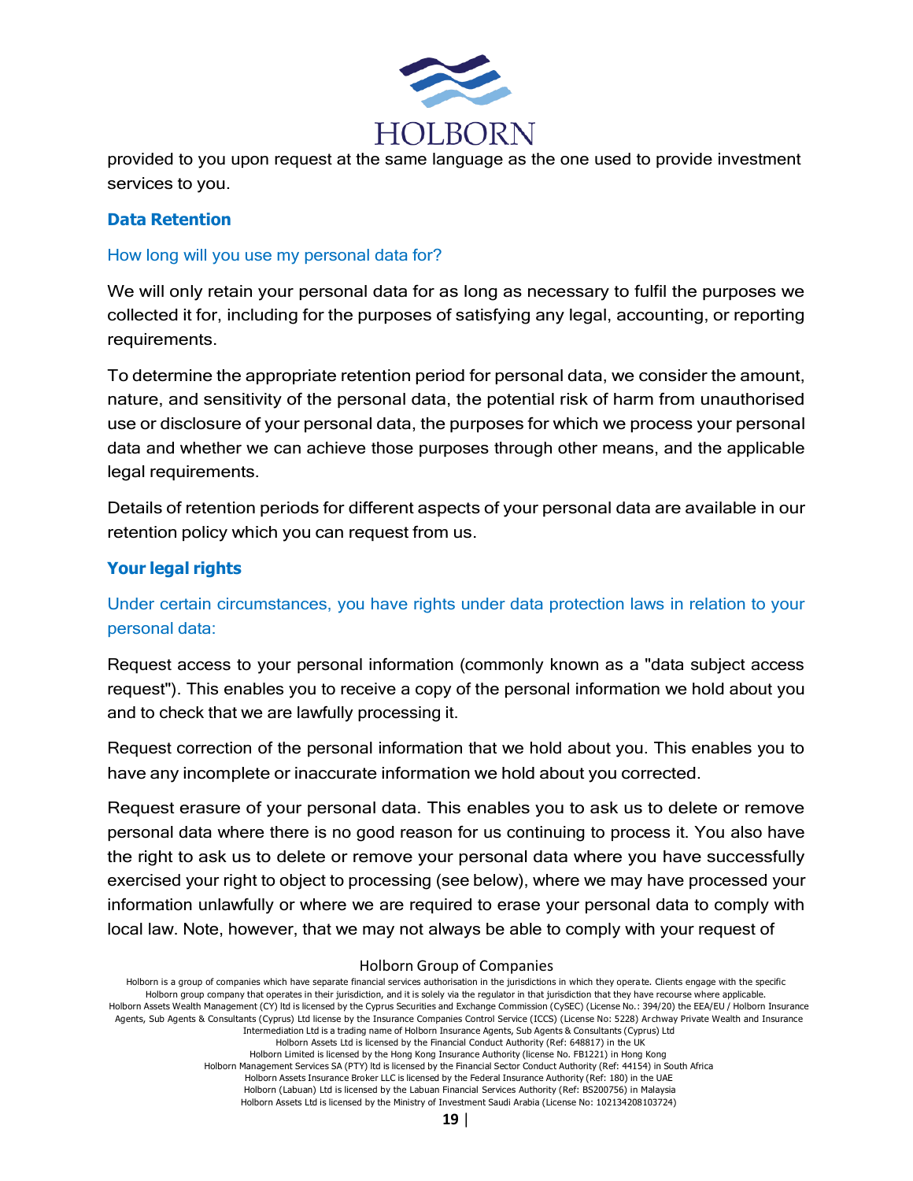provided to you upon request at the same language as the one used to provide investment services to you.

## Data Retention

### How long will you use my personal data for?

We will only retain your personal data for as long as necessary to fulfil the purposes we collected it for, including for the purposes of satisfying any legal, accounting, or reporting requirements.

To determine the appropriate retention period for personal data, we consider the amount, nature, and sensitivity of the personal data, the potential risk of harm from unauthorised use or disclosure of your personal data, the purposes for which we process your personal data and whether we can achieve those purposes through other means, and the applicable legal requirements.

Details of retention periods for different aspects of your personal data are available in our retention policy which you can request from us.

## Your legal rights

### Under certain circumstances, you have rights under data protection laws in relation to your personal data:

Request access to your personal information (commonly known as a "data subject access request"). This enables you to receive a copy of the personal information we hold about you and to check that we are lawfully processing it.

Request correction of the personal information that we hold about you. This enables you to have any incomplete or inaccurate information we hold about you corrected.

Request erasure of your personal data. This enables you to ask us to delete or remove personal data where there is no good reason for us continuing to process it. You also have the right to ask us to delete or remove your personal data where you have successfully exercised your right to object to processing (see below), where we may have processed your information unlawfully or where we are required to erase your personal data to comply with local law. Note, however, that we may not always be able to comply with your request of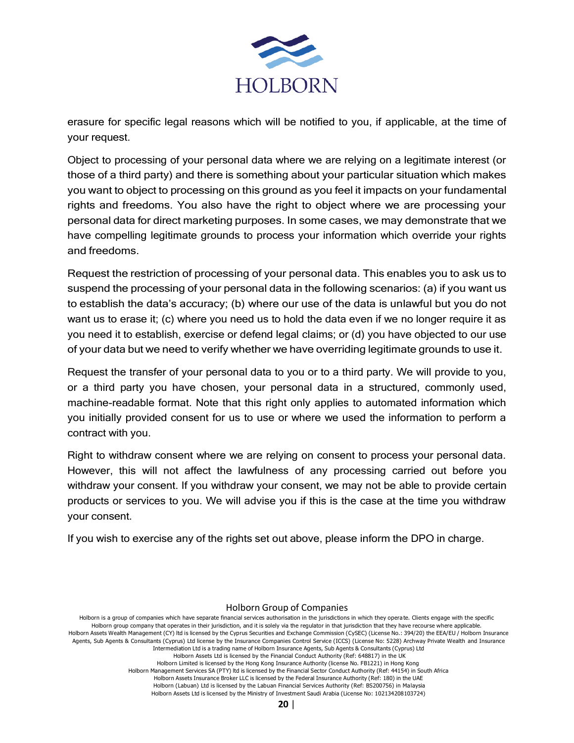erasure for specific legal reasons which will be notified to you, if applicable, at the time of your request.

Object to processing of your personal data where we are relying on a legitimate interest (or those of a third party) and there is something about your particular situation which makes you want to object to processing on this ground as you feel it impacts on your fundamental rights and freedoms. You also have the right to object where we are processing your personal data for direct marketing purposes. In some cases, we may demonstrate that we have compelling legitimate grounds to process your information which override your rights and freedoms.

Request the restriction of processing of your personal data. This enables you to ask us to suspend the processing of your personal data in the following scenarios: (a) if you want us to establish the data's accuracy; (b) where our use of the data is unlawful but you do not want us to erase it; (c) where you need us to hold the data even if we no longer require it as you need it to establish, exercise or defend legal claims; or (d) you have objected to our use of your data but we need to verify whether we have overriding legitimate grounds to use it.

Request the transfer of your personal data to you or to a third party. We will provide to you, or a third party you have chosen, your personal data in a structured, commonly used, machine-readable format. Note that this right only applies to automated information which you initially provided consent for us to use or where we used the information to perform a contract with you.

Right to withdraw consent where we are relying on consent to process your personal data. However, this will not affect the lawfulness of any processing carried out before you withdraw your consent. If you withdraw your consent, we may not be able to provide certain products or services to you. We will advise you if this is the case at the time you withdraw your consent.

If you wish to exercise any of the rights set out above, please inform the DPO in charge.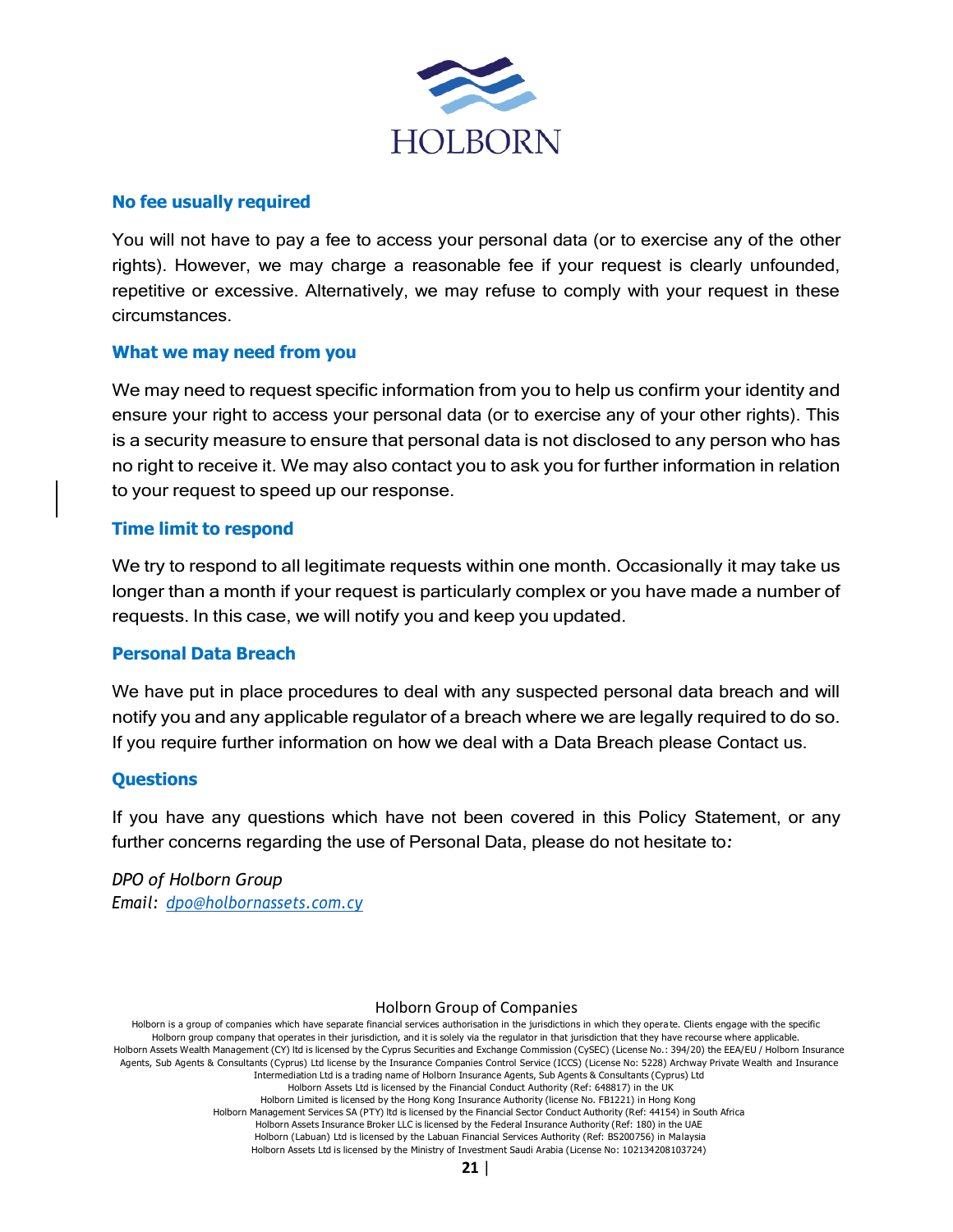## No fee usually required

You will not have to pay a fee to access your personal data (or to exercise any of the other rights). However, we may charge a reasonable fee if your request is clearly unfounded, repetitive or excessive. Alternatively, we may refuse to comply with your request in these circumstances.

## What we may need from you

We may need to request specific information from you to help us confirm your identity and ensure your right to access your personal data (or to exercise any of your other rights). This is a security measure to ensure that personal data is not disclosed to any person who has no right to receive it. We may also contact you to ask you for further information in relation to your request to speed up our response.

## Time limit to respond

We try to respond to all legitimate requests within one month. Occasionally it may take us longer than a month if your request is particularly complex or you have made a number of requests. In this case, we will notify you and keep you updated.

## Personal Data Breach

We have put in place procedures to deal with any suspected personal data breach and will notify you and any applicable regulator of a breach where we are legally required to do so. If you require further information on how we deal with a Data Breach please Contact us.

## Questions

If you have any questions which have not been covered in this Policy Statement, or any further concerns regarding the use of Personal Data, please do not hesitate to:

*DPO of Holborn Group*
*Email: dpo@holbornassets.com.cy*

Holborn Group of Companies

Holborn is a group of companies which have separate financial services authorisation in the jurisdictions in which they operate. Clients engage with the specific Holborn group company that operates in their jurisdiction, and it is solely via the regulator in that jurisdiction that they have recourse where applicable.
Holborn Assets Wealth Management (CY) ltd is licensed by the Cyprus Securities and Exchange Commission (CySEC) (License No.: 394/20) the EEA/EU / Holborn Insurance Agents, Sub Agents & Consultants (Cyprus) Ltd license by the Insurance Companies Control Service (ICCS) (License No: 5228) Archway Private Wealth and Insurance Intermediation Ltd is a trading name of Holborn Insurance Agents, Sub Agents & Consultants (Cyprus) Ltd
Holborn Assets Ltd is licensed by the Financial Conduct Authority (Ref: 648817) in the UK
Holborn Limited is licensed by the Hong Kong Insurance Authority (license No. FB1221) in Hong Kong
Holborn Management Services SA (PTY) ltd is licensed by the Financial Sector Conduct Authority (Ref: 44154) in South Africa
Holborn Assets Insurance Broker LLC is licensed by the Federal Insurance Authority (Ref: 180) in the UAE
Holborn (Labuan) Ltd is licensed by the Labuan Financial Services Authority (Ref: BS200756) in Malaysia
Holborn Assets Ltd is licensed by the Ministry of Investment Saudi Arabia (License No: 102134208103724)